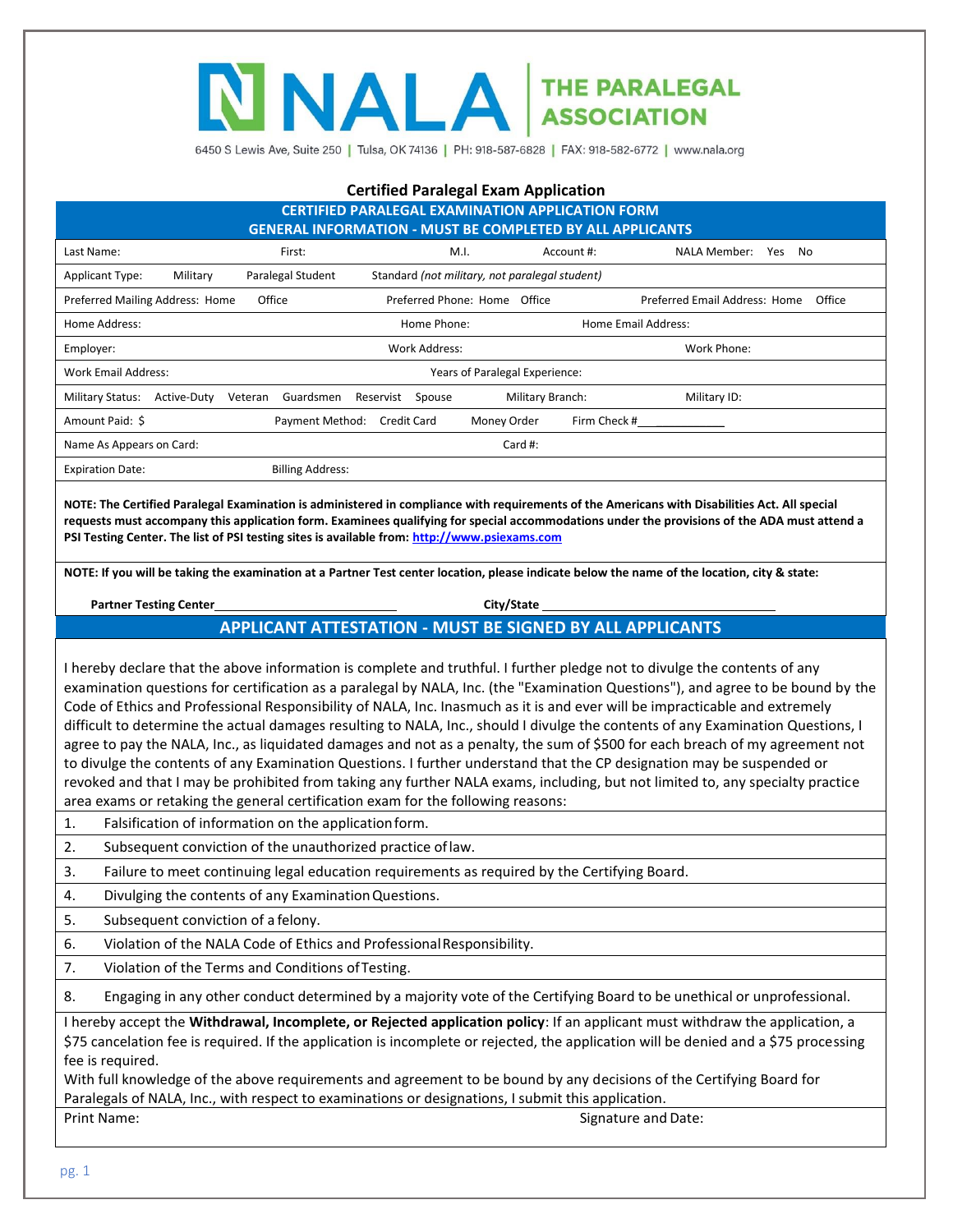NALA | THE PARALEGAL ASSOCIATION

6450 S Lewis Ave, Suite 250 | Tulsa, OK 74136 | PH: 918-587-6828 | FAX: 918-582-6772 | www.nala.org

## Certified Paralegal Exam Application

**CERTIFIED PARALEGAL EXAMINATION APPLICATION FORM**
**GENERAL INFORMATION - MUST BE COMPLETED BY ALL APPLICANTS**

| | | | | |
|---|---|---|---|---|
| Last Name: | First: | M.I. | Account #: | NALA Member: Yes No |
| Applicant Type: Military | Paralegal Student | Standard *(not military, not paralegal student)* | | |
| Preferred Mailing Address: Home Office | | Preferred Phone: Home Office | | Preferred Email Address: Home Office |
| Home Address: | | Home Phone: | Home Email Address: | |
| Employer: | | Work Address: | | Work Phone: |
| Work Email Address: | | Years of Paralegal Experience: | | |
| Military Status: Active-Duty Veteran Guardsmen Reservist Spouse | | Military Branch: | | Military ID: |
| Amount Paid: $ | Payment Method: Credit Card | Money Order | Firm Check #_____________ | |
| Name As Appears on Card: | | Card #: | | |
| Expiration Date: | Billing Address: | | | |

**NOTE: The Certified Paralegal Examination is administered in compliance with requirements of the Americans with Disabilities Act. All special requests must accompany this application form. Examinees qualifying for special accommodations under the provisions of the ADA must attend a PSI Testing Center. The list of PSI testing sites is available from: http://www.psiexams.com**

**NOTE: If you will be taking the examination at a Partner Test center location, please indicate below the name of the location, city & state:**

**Partner Testing Center**_____________________________ **City/State** _____________________________

**APPLICANT ATTESTATION - MUST BE SIGNED BY ALL APPLICANTS**

I hereby declare that the above information is complete and truthful. I further pledge not to divulge the contents of any examination questions for certification as a paralegal by NALA, Inc. (the "Examination Questions"), and agree to be bound by the Code of Ethics and Professional Responsibility of NALA, Inc. Inasmuch as it is and ever will be impracticable and extremely difficult to determine the actual damages resulting to NALA, Inc., should I divulge the contents of any Examination Questions, I agree to pay the NALA, Inc., as liquidated damages and not as a penalty, the sum of $500 for each breach of my agreement not to divulge the contents of any Examination Questions. I further understand that the CP designation may be suspended or revoked and that I may be prohibited from taking any further NALA exams, including, but not limited to, any specialty practice area exams or retaking the general certification exam for the following reasons:

1. Falsification of information on the application form.
2. Subsequent conviction of the unauthorized practice of law.
3. Failure to meet continuing legal education requirements as required by the Certifying Board.
4. Divulging the contents of any Examination Questions.
5. Subsequent conviction of a felony.
6. Violation of the NALA Code of Ethics and Professional Responsibility.
7. Violation of the Terms and Conditions of Testing.
8. Engaging in any other conduct determined by a majority vote of the Certifying Board to be unethical or unprofessional.

I hereby accept the **Withdrawal, Incomplete, or Rejected application policy**: If an applicant must withdraw the application, a $75 cancelation fee is required. If the application is incomplete or rejected, the application will be denied and a $75 processing fee is required.

With full knowledge of the above requirements and agreement to be bound by any decisions of the Certifying Board for Paralegals of NALA, Inc., with respect to examinations or designations, I submit this application.

Print Name: Signature and Date: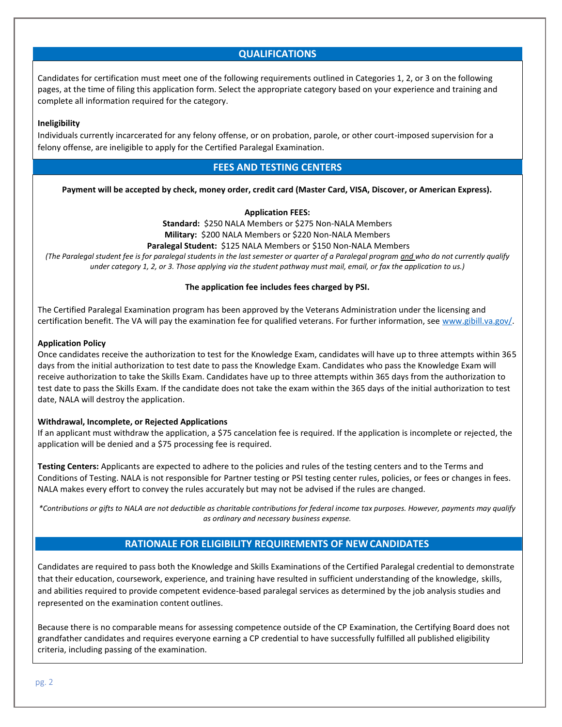## QUALIFICATIONS

Candidates for certification must meet one of the following requirements outlined in Categories 1, 2, or 3 on the following pages, at the time of filing this application form. Select the appropriate category based on your experience and training and complete all information required for the category.

**Ineligibility**

Individuals currently incarcerated for any felony offense, or on probation, parole, or other court-imposed supervision for a felony offense, are ineligible to apply for the Certified Paralegal Examination.

## FEES AND TESTING CENTERS

**Payment will be accepted by check, money order, credit card (Master Card, VISA, Discover, or American Express).**

**Application FEES:**

**Standard:** $250 NALA Members or $275 Non-NALA Members

**Military:** $200 NALA Members or $220 Non-NALA Members

**Paralegal Student:** $125 NALA Members or $150 Non-NALA Members

*(The Paralegal student fee is for paralegal students in the last semester or quarter of a Paralegal program and who do not currently qualify under category 1, 2, or 3. Those applying via the student pathway must mail, email, or fax the application to us.)*

**The application fee includes fees charged by PSI.**

The Certified Paralegal Examination program has been approved by the Veterans Administration under the licensing and certification benefit. The VA will pay the examination fee for qualified veterans. For further information, see www.gibill.va.gov/.

**Application Policy**

Once candidates receive the authorization to test for the Knowledge Exam, candidates will have up to three attempts within 365 days from the initial authorization to test date to pass the Knowledge Exam. Candidates who pass the Knowledge Exam will receive authorization to take the Skills Exam. Candidates have up to three attempts within 365 days from the authorization to test date to pass the Skills Exam. If the candidate does not take the exam within the 365 days of the initial authorization to test date, NALA will destroy the application.

**Withdrawal, Incomplete, or Rejected Applications**

If an applicant must withdraw the application, a $75 cancelation fee is required. If the application is incomplete or rejected, the application will be denied and a $75 processing fee is required.

**Testing Centers:** Applicants are expected to adhere to the policies and rules of the testing centers and to the Terms and Conditions of Testing. NALA is not responsible for Partner testing or PSI testing center rules, policies, or fees or changes in fees. NALA makes every effort to convey the rules accurately but may not be advised if the rules are changed.

*\*Contributions or gifts to NALA are not deductible as charitable contributions for federal income tax purposes. However, payments may qualify as ordinary and necessary business expense.*

## RATIONALE FOR ELIGIBILITY REQUIREMENTS OF NEW CANDIDATES

Candidates are required to pass both the Knowledge and Skills Examinations of the Certified Paralegal credential to demonstrate that their education, coursework, experience, and training have resulted in sufficient understanding of the knowledge, skills, and abilities required to provide competent evidence-based paralegal services as determined by the job analysis studies and represented on the examination content outlines.

Because there is no comparable means for assessing competence outside of the CP Examination, the Certifying Board does not grandfather candidates and requires everyone earning a CP credential to have successfully fulfilled all published eligibility criteria, including passing of the examination.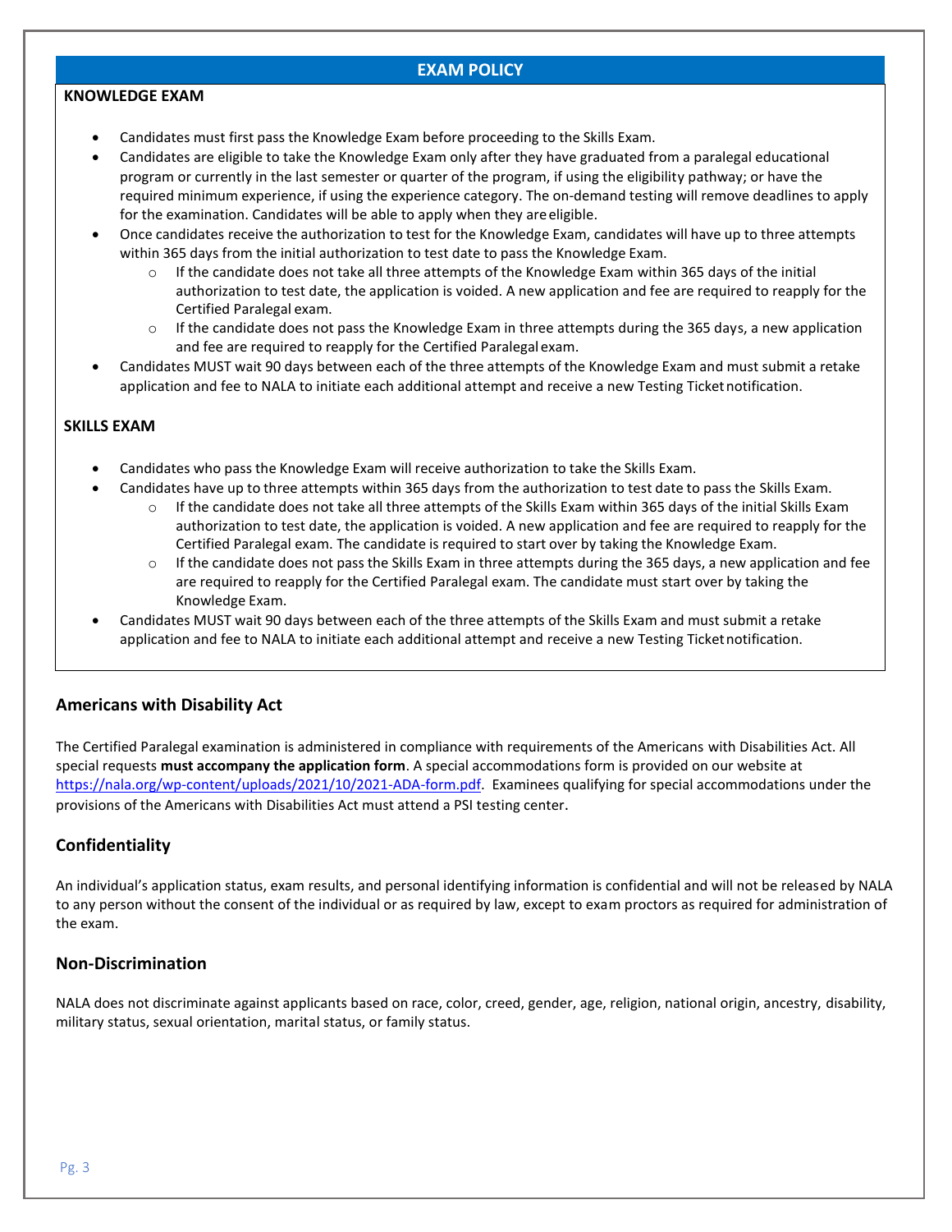## EXAM POLICY

### KNOWLEDGE EXAM

- Candidates must first pass the Knowledge Exam before proceeding to the Skills Exam.
- Candidates are eligible to take the Knowledge Exam only after they have graduated from a paralegal educational program or currently in the last semester or quarter of the program, if using the eligibility pathway; or have the required minimum experience, if using the experience category. The on-demand testing will remove deadlines to apply for the examination. Candidates will be able to apply when they are eligible.
- Once candidates receive the authorization to test for the Knowledge Exam, candidates will have up to three attempts within 365 days from the initial authorization to test date to pass the Knowledge Exam.
  - If the candidate does not take all three attempts of the Knowledge Exam within 365 days of the initial authorization to test date, the application is voided. A new application and fee are required to reapply for the Certified Paralegal exam.
  - If the candidate does not pass the Knowledge Exam in three attempts during the 365 days, a new application and fee are required to reapply for the Certified Paralegal exam.
- Candidates MUST wait 90 days between each of the three attempts of the Knowledge Exam and must submit a retake application and fee to NALA to initiate each additional attempt and receive a new Testing Ticket notification.

### SKILLS EXAM

- Candidates who pass the Knowledge Exam will receive authorization to take the Skills Exam.
- Candidates have up to three attempts within 365 days from the authorization to test date to pass the Skills Exam.
  - If the candidate does not take all three attempts of the Skills Exam within 365 days of the initial Skills Exam authorization to test date, the application is voided. A new application and fee are required to reapply for the Certified Paralegal exam. The candidate is required to start over by taking the Knowledge Exam.
  - If the candidate does not pass the Skills Exam in three attempts during the 365 days, a new application and fee are required to reapply for the Certified Paralegal exam. The candidate must start over by taking the Knowledge Exam.
- Candidates MUST wait 90 days between each of the three attempts of the Skills Exam and must submit a retake application and fee to NALA to initiate each additional attempt and receive a new Testing Ticket notification.

## Americans with Disability Act

The Certified Paralegal examination is administered in compliance with requirements of the Americans with Disabilities Act. All special requests **must accompany the application form**. A special accommodations form is provided on our website at https://nala.org/wp-content/uploads/2021/10/2021-ADA-form.pdf. Examinees qualifying for special accommodations under the provisions of the Americans with Disabilities Act must attend a PSI testing center.

## Confidentiality

An individual's application status, exam results, and personal identifying information is confidential and will not be released by NALA to any person without the consent of the individual or as required by law, except to exam proctors as required for administration of the exam.

## Non-Discrimination

NALA does not discriminate against applicants based on race, color, creed, gender, age, religion, national origin, ancestry, disability, military status, sexual orientation, marital status, or family status.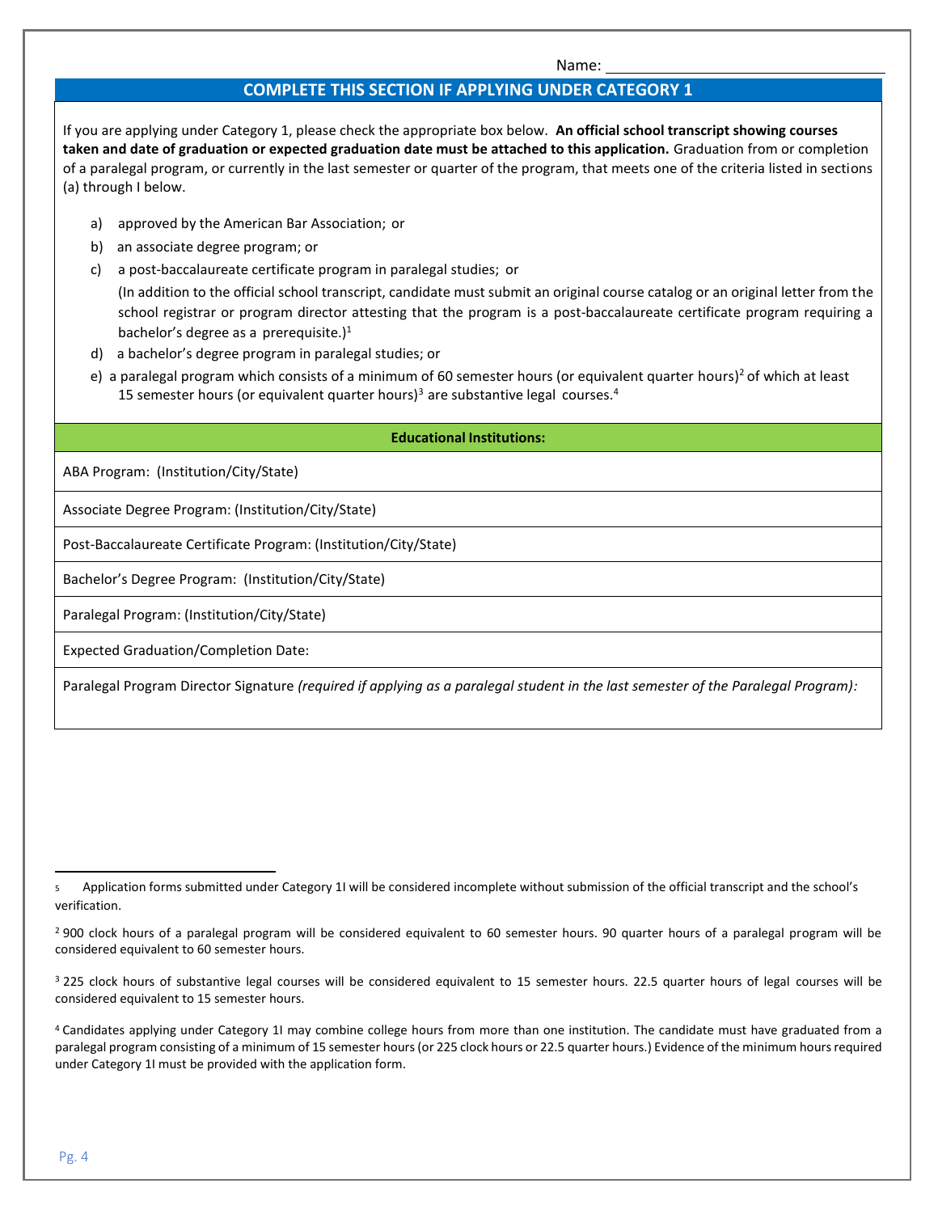Name: ______________________________

## COMPLETE THIS SECTION IF APPLYING UNDER CATEGORY 1

If you are applying under Category 1, please check the appropriate box below. **An official school transcript showing courses taken and date of graduation or expected graduation date must be attached to this application.** Graduation from or completion of a paralegal program, or currently in the last semester or quarter of the program, that meets one of the criteria listed in sections (a) through I below.

a) approved by the American Bar Association; or

b) an associate degree program; or

c) a post-baccalaureate certificate program in paralegal studies; or

(In addition to the official school transcript, candidate must submit an original course catalog or an original letter from the school registrar or program director attesting that the program is a post-baccalaureate certificate program requiring a bachelor's degree as a prerequisite.)[1]

d) a bachelor's degree program in paralegal studies; or

e) a paralegal program which consists of a minimum of 60 semester hours (or equivalent quarter hours)[2] of which at least 15 semester hours (or equivalent quarter hours)[3] are substantive legal courses.[4]

| **Educational Institutions:** |
|---|
| ABA Program: (Institution/City/State) |
| Associate Degree Program: (Institution/City/State) |
| Post-Baccalaureate Certificate Program: (Institution/City/State) |
| Bachelor's Degree Program: (Institution/City/State) |
| Paralegal Program: (Institution/City/State) |
| Expected Graduation/Completion Date: |
| Paralegal Program Director Signature *(required if applying as a paralegal student in the last semester of the Paralegal Program):* |

---

5 Application forms submitted under Category 1I will be considered incomplete without submission of the official transcript and the school's verification.

[2] 900 clock hours of a paralegal program will be considered equivalent to 60 semester hours. 90 quarter hours of a paralegal program will be considered equivalent to 60 semester hours.

[3] 225 clock hours of substantive legal courses will be considered equivalent to 15 semester hours. 22.5 quarter hours of legal courses will be considered equivalent to 15 semester hours.

[4] Candidates applying under Category 1I may combine college hours from more than one institution. The candidate must have graduated from a paralegal program consisting of a minimum of 15 semester hours (or 225 clock hours or 22.5 quarter hours.) Evidence of the minimum hours required under Category 1I must be provided with the application form.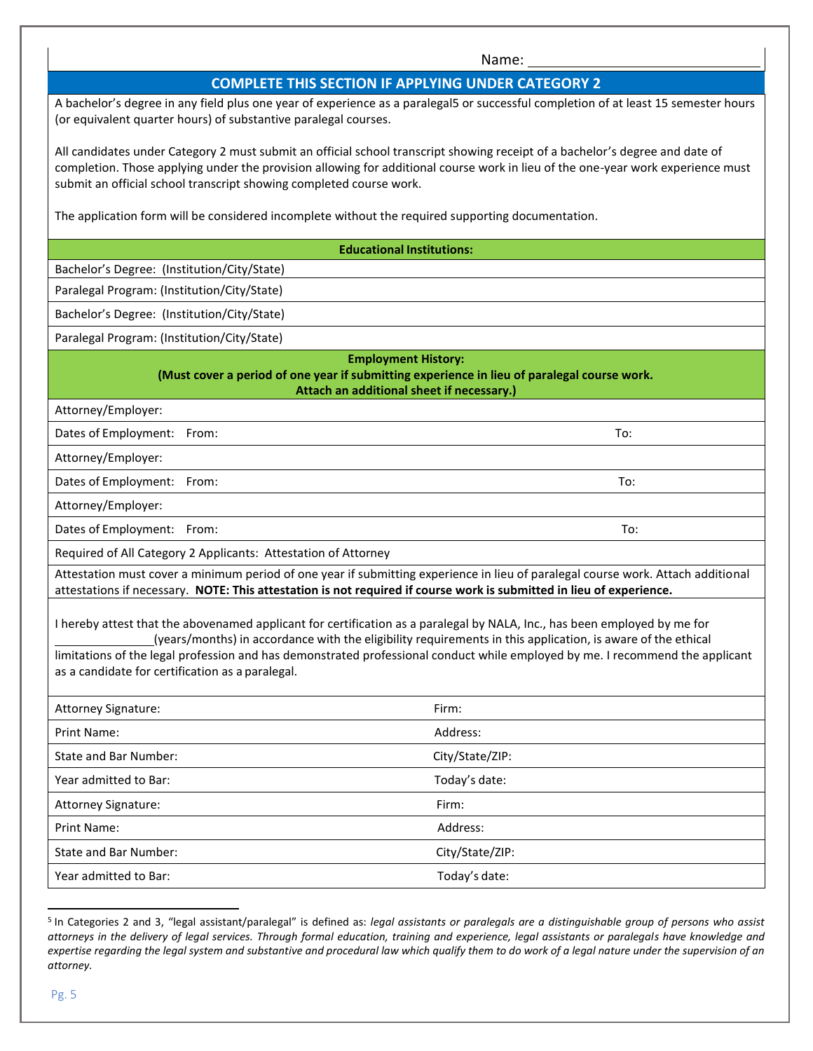Name: ______________________________

## COMPLETE THIS SECTION IF APPLYING UNDER CATEGORY 2

A bachelor's degree in any field plus one year of experience as a paralegal[5] or successful completion of at least 15 semester hours (or equivalent quarter hours) of substantive paralegal courses.

All candidates under Category 2 must submit an official school transcript showing receipt of a bachelor's degree and date of completion. Those applying under the provision allowing for additional course work in lieu of the one-year work experience must submit an official school transcript showing completed course work.

The application form will be considered incomplete without the required supporting documentation.

**Educational Institutions:**

| |
|---|
| Bachelor's Degree: (Institution/City/State) |
| Paralegal Program: (Institution/City/State) |
| Bachelor's Degree: (Institution/City/State) |
| Paralegal Program: (Institution/City/State) |

**Employment History:**
**(Must cover a period of one year if submitting experience in lieu of paralegal course work. Attach an additional sheet if necessary.)**

| | |
|---|---|
| Attorney/Employer: | |
| Dates of Employment: From: | To: |
| Attorney/Employer: | |
| Dates of Employment: From: | To: |
| Attorney/Employer: | |
| Dates of Employment: From: | To: |

Required of All Category 2 Applicants: Attestation of Attorney

Attestation must cover a minimum period of one year if submitting experience in lieu of paralegal course work. Attach additional attestations if necessary. **NOTE: This attestation is not required if course work is submitted in lieu of experience.**

I hereby attest that the abovenamed applicant for certification as a paralegal by NALA, Inc., has been employed by me for _______________(years/months) in accordance with the eligibility requirements in this application, is aware of the ethical limitations of the legal profession and has demonstrated professional conduct while employed by me. I recommend the applicant as a candidate for certification as a paralegal.

| | |
|---|---|
| Attorney Signature: | Firm: |
| Print Name: | Address: |
| State and Bar Number: | City/State/ZIP: |
| Year admitted to Bar: | Today's date: |
| Attorney Signature: | Firm: |
| Print Name: | Address: |
| State and Bar Number: | City/State/ZIP: |
| Year admitted to Bar: | Today's date: |

[5] In Categories 2 and 3, "legal assistant/paralegal" is defined as: *legal assistants or paralegals are a distinguishable group of persons who assist attorneys in the delivery of legal services. Through formal education, training and experience, legal assistants or paralegals have knowledge and expertise regarding the legal system and substantive and procedural law which qualify them to do work of a legal nature under the supervision of an attorney.*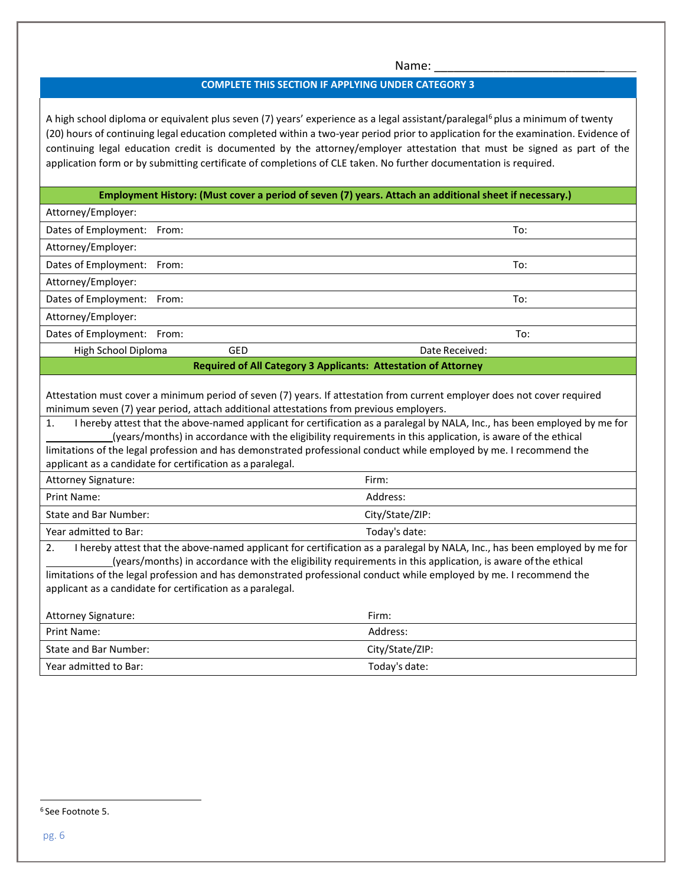Name: ______________________________

## COMPLETE THIS SECTION IF APPLYING UNDER CATEGORY 3

A high school diploma or equivalent plus seven (7) years' experience as a legal assistant/paralegal[6] plus a minimum of twenty (20) hours of continuing legal education completed within a two-year period prior to application for the examination. Evidence of continuing legal education credit is documented by the attorney/employer attestation that must be signed as part of the application form or by submitting certificate of completions of CLE taken. No further documentation is required.

### Employment History: (Must cover a period of seven (7) years. Attach an additional sheet if necessary.)

| | |
|---|---|
| Attorney/Employer: | |
| Dates of Employment: From: | To: |
| Attorney/Employer: | |
| Dates of Employment: From: | To: |
| Attorney/Employer: | |
| Dates of Employment: From: | To: |
| Attorney/Employer: | |
| Dates of Employment: From: | To: |

High School Diploma GED Date Received:

### Required of All Category 3 Applicants: Attestation of Attorney

Attestation must cover a minimum period of seven (7) years. If attestation from current employer does not cover required minimum seven (7) year period, attach additional attestations from previous employers.

1. I hereby attest that the above-named applicant for certification as a paralegal by NALA, Inc., has been employed by me for ____________(years/months) in accordance with the eligibility requirements in this application, is aware of the ethical limitations of the legal profession and has demonstrated professional conduct while employed by me. I recommend the applicant as a candidate for certification as a paralegal.

| | |
|---|---|
| Attorney Signature: | Firm: |
| Print Name: | Address: |
| State and Bar Number: | City/State/ZIP: |
| Year admitted to Bar: | Today's date: |

2. I hereby attest that the above-named applicant for certification as a paralegal by NALA, Inc., has been employed by me for ____________(years/months) in accordance with the eligibility requirements in this application, is aware of the ethical limitations of the legal profession and has demonstrated professional conduct while employed by me. I recommend the applicant as a candidate for certification as a paralegal.

| | |
|---|---|
| Attorney Signature: | Firm: |
| Print Name: | Address: |
| State and Bar Number: | City/State/ZIP: |
| Year admitted to Bar: | Today's date: |

[6] See Footnote 5.